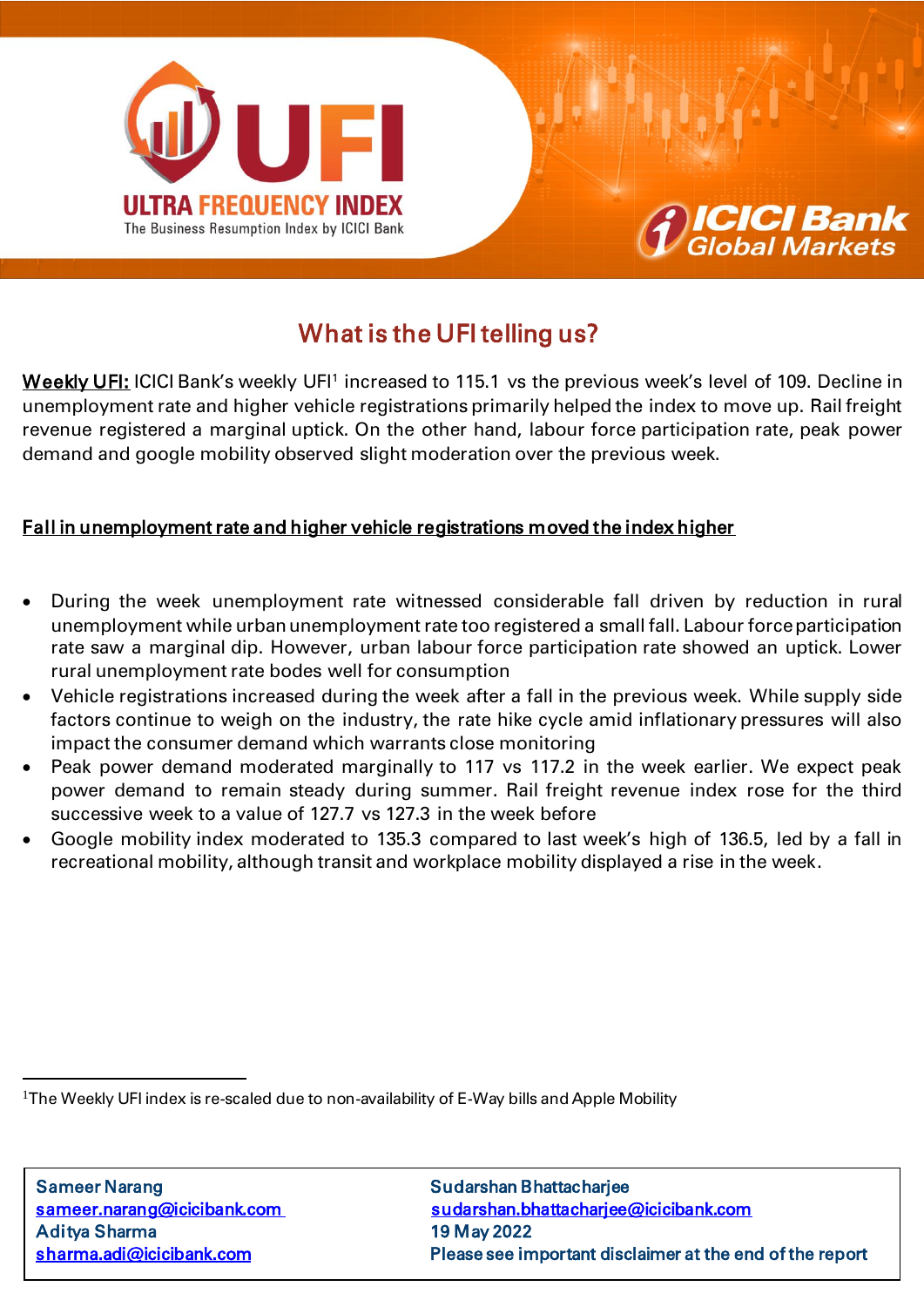# ULTRA FREQUENCY INDEX

The Business Resumption Index by ICICI Bank

ICICI Bank Global Markets

## What is the UFI telling us?

**Weekly UFI:** ICICI Bank's weekly UFI[1] increased to 115.1 vs the previous week's level of 109. Decline in unemployment rate and higher vehicle registrations primarily helped the index to move up. Rail freight revenue registered a marginal uptick. On the other hand, labour force participation rate, peak power demand and google mobility observed slight moderation over the previous week.

### Fall in unemployment rate and higher vehicle registrations moved the index higher

- During the week unemployment rate witnessed considerable fall driven by reduction in rural unemployment while urban unemployment rate too registered a small fall. Labour force participation rate saw a marginal dip. However, urban labour force participation rate showed an uptick. Lower rural unemployment rate bodes well for consumption
- Vehicle registrations increased during the week after a fall in the previous week. While supply side factors continue to weigh on the industry, the rate hike cycle amid inflationary pressures will also impact the consumer demand which warrants close monitoring
- Peak power demand moderated marginally to 117 vs 117.2 in the week earlier. We expect peak power demand to remain steady during summer. Rail freight revenue index rose for the third successive week to a value of 127.7 vs 127.3 in the week before
- Google mobility index moderated to 135.3 compared to last week's high of 136.5, led by a fall in recreational mobility, although transit and workplace mobility displayed a rise in the week.

[1]The Weekly UFI index is re-scaled due to non-availability of E-Way bills and Apple Mobility

| | |
|---|---|
| Sameer Narang | Sudarshan Bhattacharjee |
| sameer.narang@icicibank.com | sudarshan.bhattacharjee@icicibank.com |
| Aditya Sharma | 19 May 2022 |
| sharma.adi@icicibank.com | Please see important disclaimer at the end of the report |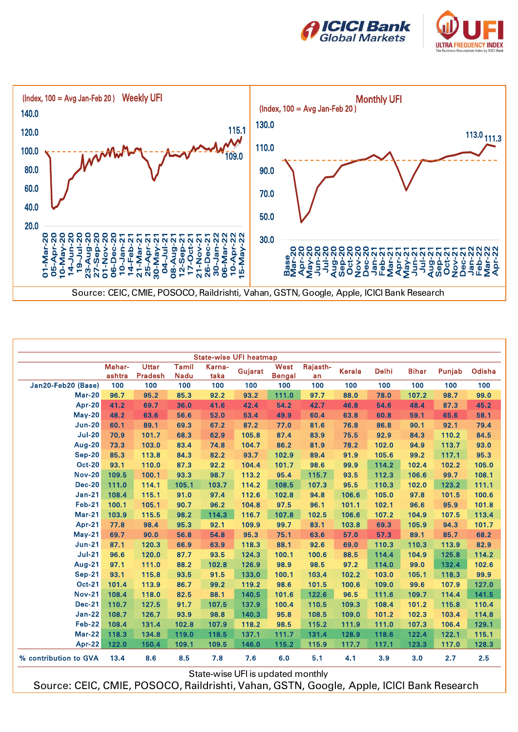**Weekly UFI** (Index, 100 = Avg Jan-Feb 20)

**Monthly UFI** (Index, 100 = Avg Jan-Feb 20)

Source: CEIC, CMIE, POSOCO, Raildrishti, Vahan, GSTN, Google, Apple, ICICI Bank Research

**State-wise UFI heatmap**

| | Maharashtra | Uttar Pradesh | Tamil Nadu | Karnataka | Gujarat | West Bengal | Rajasthan | Kerala | Delhi | Bihar | Punjab | Odisha |
|---|---|---|---|---|---|---|---|---|---|---|---|---|
| Jan20-Feb20 (Base) | 100 | 100 | 100 | 100 | 100 | 100 | 100 | 100 | 100 | 100 | 100 | 100 |
| Mar-20 | 96.7 | 95.2 | 85.3 | 92.2 | 93.2 | 111.0 | 97.7 | 88.0 | 78.0 | 107.2 | 98.7 | 99.0 |
| Apr-20 | 41.2 | 69.7 | 36.0 | 41.6 | 42.4 | 54.2 | 42.7 | 46.8 | 54.6 | 48.4 | 87.3 | 45.2 |
| May-20 | 48.2 | 63.6 | 56.6 | 52.0 | 53.4 | 49.9 | 60.4 | 63.8 | 60.8 | 59.1 | 65.6 | 58.1 |
| Jun-20 | 60.1 | 89.1 | 69.3 | 67.2 | 87.2 | 77.0 | 81.6 | 76.8 | 86.8 | 90.1 | 92.1 | 79.4 |
| Jul-20 | 70.9 | 101.7 | 68.3 | 62.9 | 105.8 | 87.4 | 83.9 | 75.5 | 92.9 | 84.3 | 110.2 | 84.5 |
| Aug-20 | 73.3 | 103.0 | 83.4 | 74.8 | 104.7 | 86.2 | 81.9 | 78.2 | 102.0 | 94.9 | 113.7 | 93.0 |
| Sep-20 | 85.3 | 113.8 | 84.3 | 82.2 | 93.7 | 102.9 | 89.4 | 91.9 | 105.6 | 99.2 | 117.1 | 95.3 |
| Oct-20 | 93.1 | 110.0 | 87.3 | 92.2 | 104.4 | 101.7 | 98.6 | 99.9 | 114.2 | 102.4 | 102.2 | 105.0 |
| Nov-20 | 109.5 | 100.1 | 93.3 | 98.7 | 113.2 | 95.4 | 115.7 | 93.5 | 112.3 | 106.6 | 99.7 | 108.1 |
| Dec-20 | 111.0 | 114.1 | 105.1 | 103.7 | 114.2 | 108.5 | 107.3 | 95.5 | 110.3 | 102.0 | 123.2 | 111.1 |
| Jan-21 | 108.4 | 115.1 | 91.0 | 97.4 | 112.6 | 102.8 | 94.8 | 106.6 | 105.0 | 97.8 | 101.5 | 100.6 |
| Feb-21 | 100.1 | 105.1 | 90.7 | 96.2 | 104.8 | 97.5 | 96.1 | 101.1 | 102.1 | 96.6 | 95.9 | 101.8 |
| Mar-21 | 103.9 | 115.5 | 98.2 | 114.3 | 116.7 | 107.8 | 102.5 | 106.6 | 107.2 | 104.9 | 107.5 | 113.4 |
| Apr-21 | 77.8 | 98.4 | 95.3 | 92.1 | 109.9 | 99.7 | 83.1 | 103.8 | 69.3 | 105.9 | 94.3 | 101.7 |
| May-21 | 69.7 | 90.0 | 56.8 | 54.8 | 95.3 | 75.1 | 63.6 | 57.0 | 57.3 | 89.1 | 85.7 | 68.2 |
| Jun-21 | 87.1 | 120.3 | 66.9 | 63.9 | 118.3 | 88.1 | 92.6 | 69.0 | 110.3 | 110.3 | 113.9 | 82.9 |
| Jul-21 | 96.6 | 120.0 | 87.7 | 93.5 | 124.3 | 100.1 | 100.6 | 88.5 | 114.4 | 104.9 | 125.8 | 114.2 |
| Aug-21 | 97.1 | 111.0 | 88.2 | 102.8 | 126.9 | 98.9 | 98.5 | 97.2 | 114.0 | 99.0 | 132.4 | 102.6 |
| Sep-21 | 93.1 | 115.8 | 93.5 | 91.5 | 133.0 | 100.1 | 103.4 | 102.2 | 103.0 | 105.1 | 118.3 | 99.9 |
| Oct-21 | 101.4 | 113.9 | 86.7 | 99.2 | 119.2 | 98.6 | 101.5 | 100.6 | 109.0 | 99.6 | 107.9 | 127.0 |
| Nov-21 | 108.4 | 118.0 | 82.5 | 88.1 | 140.5 | 101.6 | 122.6 | 96.5 | 111.6 | 109.7 | 114.4 | 141.5 |
| Dec-21 | 110.7 | 127.5 | 91.7 | 107.5 | 137.9 | 100.4 | 110.5 | 109.3 | 108.4 | 101.2 | 115.8 | 110.4 |
| Jan-22 | 108.7 | 126.7 | 93.9 | 98.8 | 140.3 | 95.8 | 108.5 | 109.0 | 101.2 | 102.3 | 103.4 | 114.8 |
| Feb-22 | 108.4 | 131.4 | 102.8 | 107.9 | 118.2 | 98.5 | 115.2 | 111.9 | 111.0 | 107.3 | 106.4 | 129.1 |
| Mar-22 | 118.3 | 134.8 | 119.0 | 118.5 | 137.1 | 111.7 | 131.4 | 128.9 | 118.6 | 122.4 | 122.1 | 115.1 |
| Apr-22 | 122.0 | 150.4 | 109.1 | 109.5 | 146.0 | 115.2 | 115.9 | 117.7 | 117.1 | 123.3 | 117.0 | 128.3 |
| % contribution to GVA | 13.4 | 8.6 | 8.5 | 7.8 | 7.6 | 6.0 | 5.1 | 4.1 | 3.9 | 3.0 | 2.7 | 2.5 |

State-wise UFI is updated monthly

Source: CEIC, CMIE, POSOCO, Raildrishti, Vahan, GSTN, Google, Apple, ICICI Bank Research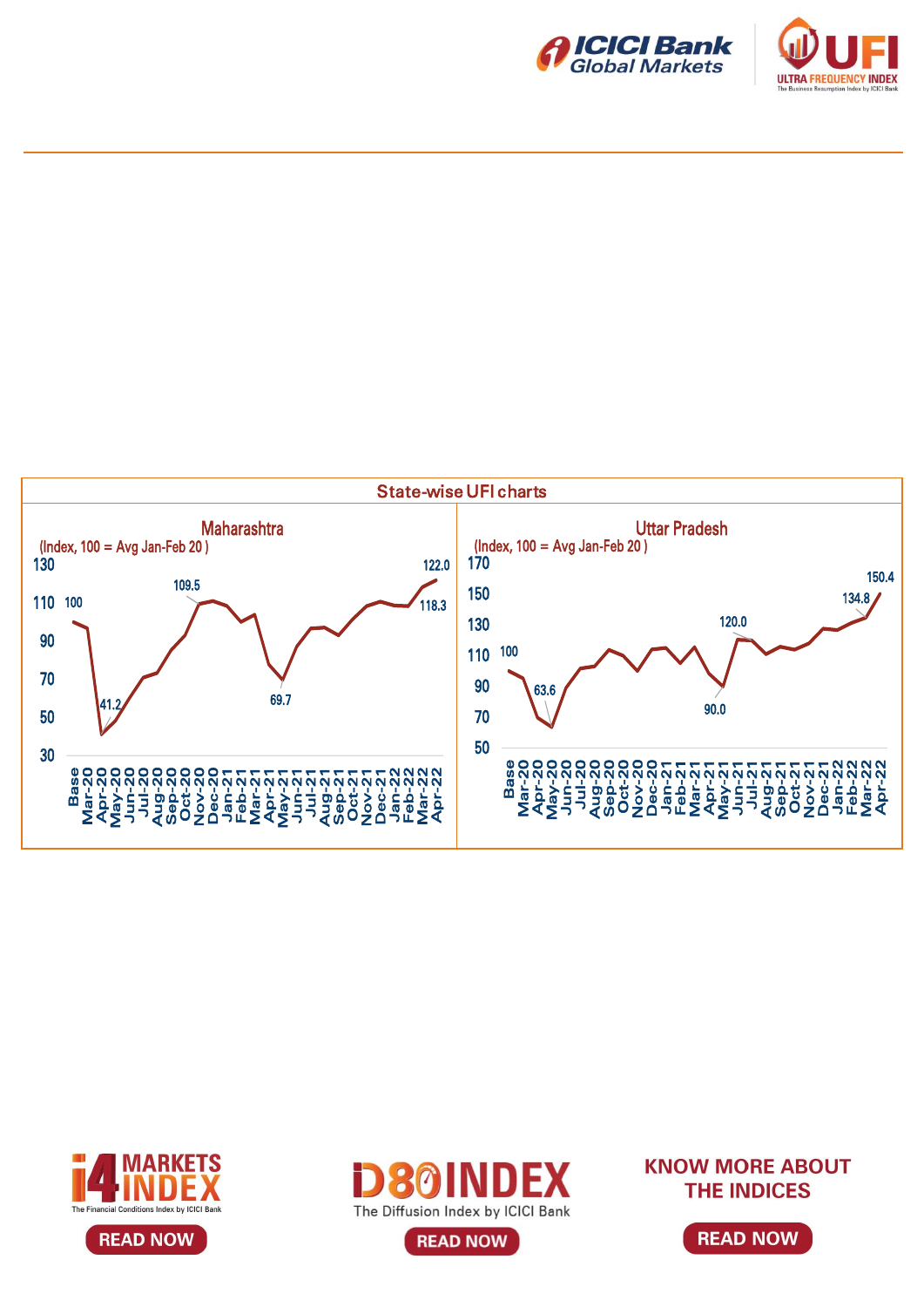## State-wise UFI charts

### Maharashtra

(Index, 100 = Avg Jan-Feb 20 )

Y-axis: 30, 50, 70, 90, 110, 130

Data labels: 100, 41.2, 109.5, 69.7, 118.3, 122.0

X-axis: Base, Mar-20, Apr-20, May-20, Jun-20, Jul-20, Aug-20, Sep-20, Oct-20, Nov-20, Dec-20, Jan-21, Feb-21, Mar-21, Apr-21, May-21, Jun-21, Jul-21, Aug-21, Sep-21, Oct-21, Nov-21, Dec-21, Jan-22, Feb-22, Mar-22, Apr-22

### Uttar Pradesh

(Index, 100 = Avg Jan-Feb 20 )

Y-axis: 50, 70, 90, 110, 130, 150, 170

Data labels: 100, 63.6, 90.0, 120.0, 134.8, 150.4

X-axis: Base, Mar-20, Apr-20, May-20, Jun-20, Jul-20, Aug-20, Sep-20, Oct-20, Nov-20, Dec-20, Jan-21, Feb-21, Mar-21, Apr-21, May-21, Jun-21, Jul-21, Aug-21, Sep-21, Oct-21, Nov-21, Dec-21, Jan-22, Feb-22, Mar-22, Apr-22

i4 MARKETS INDEX
The Financial Conditions Index by ICICI Bank
READ NOW

D80 INDEX
The Diffusion Index by ICICI Bank
READ NOW

KNOW MORE ABOUT THE INDICES
READ NOW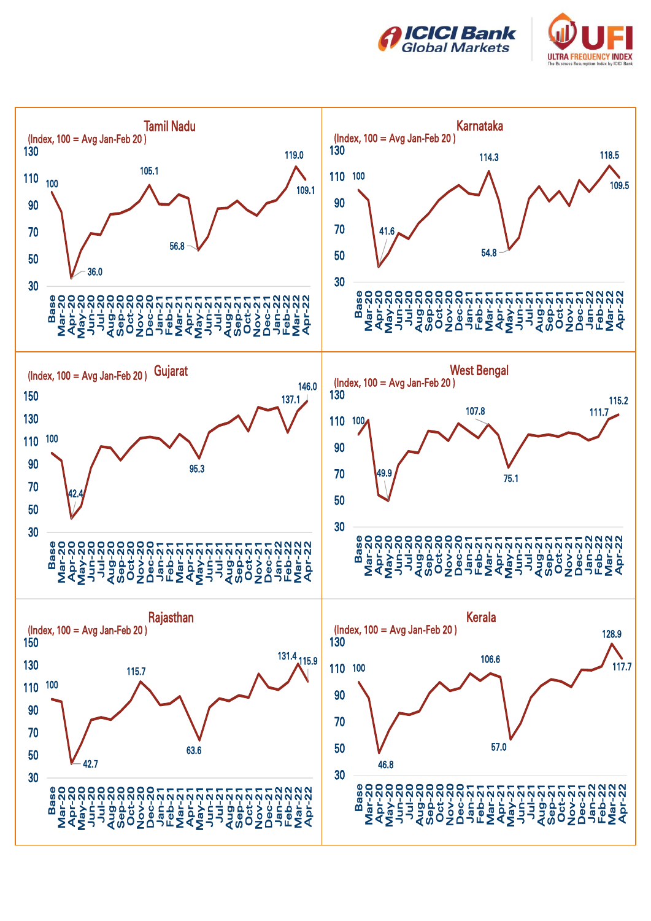## Tamil Nadu

(Index, 100 = Avg Jan-Feb 20 )

Labeled values: Base 100; Apr-20 36.0; Dec-20 105.1; May-21 56.8; Mar-22 119.0; Apr-22 109.1

## Karnataka

(Index, 100 = Avg Jan-Feb 20 )

Labeled values: Base 100; Apr-20 41.6; Mar-21 114.3; May-21 54.8; Mar-22 118.5; Apr-22 109.5

## Gujarat

(Index, 100 = Avg Jan-Feb 20 )

Labeled values: Base 100; Apr-20 42.4; May-21 95.3; Mar-22 137.1; Apr-22 146.0

## West Bengal

(Index, 100 = Avg Jan-Feb 20 )

Labeled values: Base 100; May-20 49.9; Mar-21 107.8; May-21 75.1; Mar-22 111.7; Apr-22 115.2

## Rajasthan

(Index, 100 = Avg Jan-Feb 20 )

Labeled values: Base 100; Apr-20 42.7; Nov-20 115.7; May-21 63.6; Mar-22 131.4; Apr-22 115.9

## Kerala

(Index, 100 = Avg Jan-Feb 20 )

Labeled values: Base 100; Apr-20 46.8; Mar-21 106.6; May-21 57.0; Mar-22 128.9; Apr-22 117.7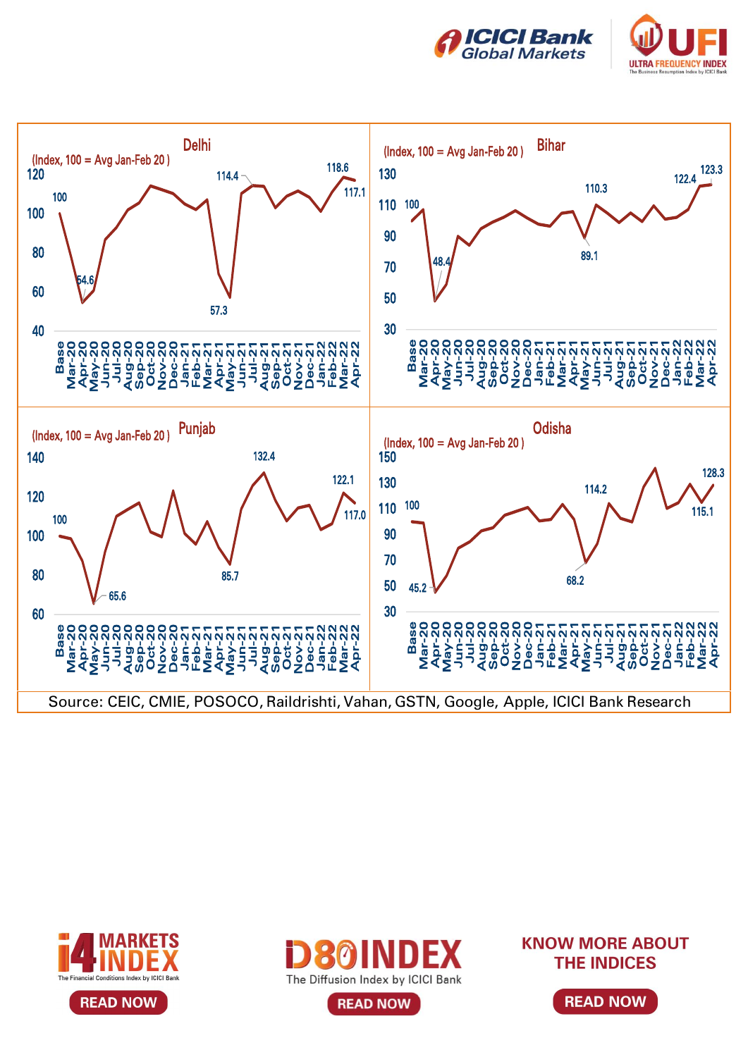## Delhi

(Index, 100 = Avg Jan-Feb 20 )

Labeled values: Base 100; Apr-20 54.6; May-21 57.3; Jul-21 114.4; Mar-22 118.6; Apr-22 117.1

## Bihar

(Index, 100 = Avg Jan-Feb 20 )

Labeled values: Base 100; Apr-20 48.4; May-21 89.1; Jun-21 110.3; Mar-22 122.4; Apr-22 123.3

## Punjab

(Index, 100 = Avg Jan-Feb 20 )

Labeled values: Base 100; May-20 65.6; May-21 85.7; Aug-21 132.4; Mar-22 122.1; Apr-22 117.0

## Odisha

(Index, 100 = Avg Jan-Feb 20 )

Labeled values: Base 100; Apr-20 45.2; May-21 68.2; Jul-21 114.2; Mar-22 115.1; Apr-22 128.3

Source: CEIC, CMIE, POSOCO, Raildrishti, Vahan, GSTN, Google, Apple, ICICI Bank Research

i4 MARKETS INDEX — The Financial Conditions Index by ICICI Bank — READ NOW

D80 INDEX — The Diffusion Index by ICICI Bank — READ NOW

KNOW MORE ABOUT THE INDICES — READ NOW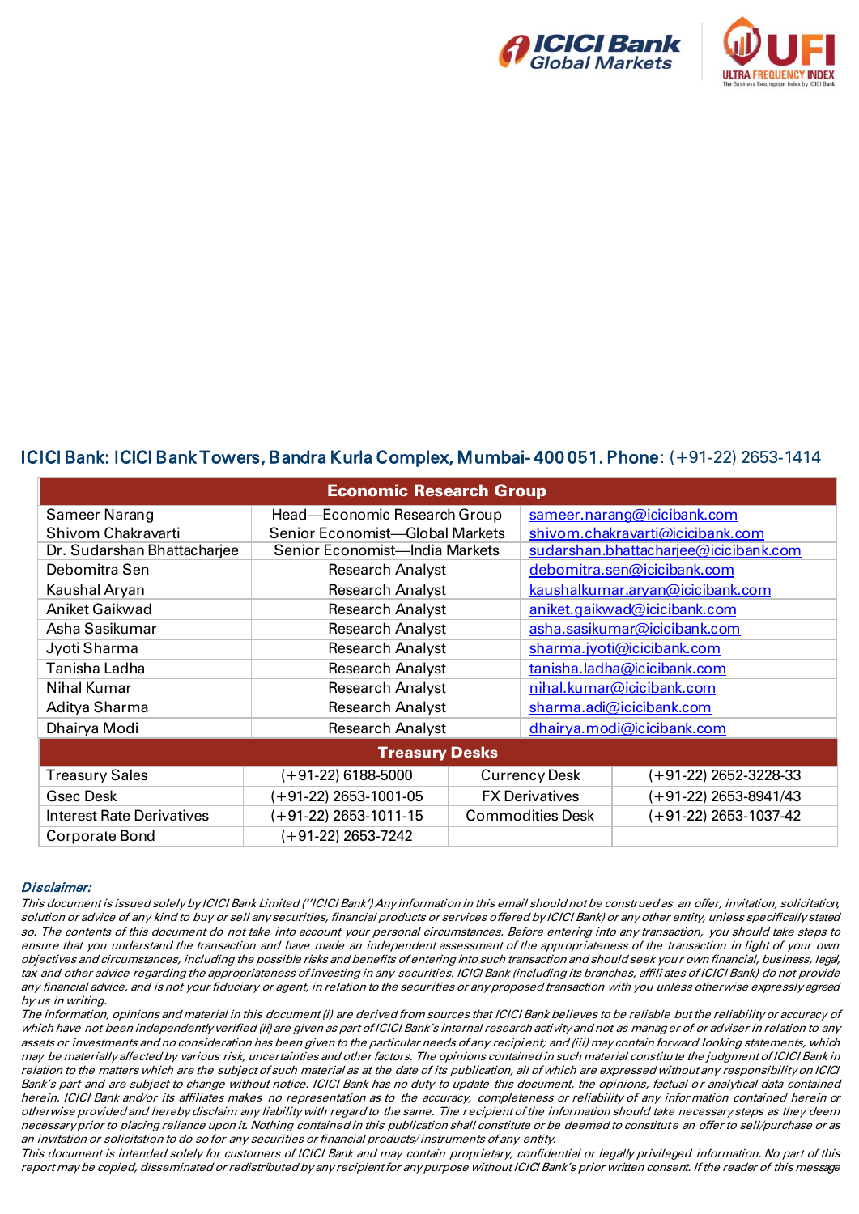ICICI Bank: ICICI Bank Towers, Bandra Kurla Complex, Mumbai- 400 051. Phone: (+91-22) 2653-1414

| Economic Research Group | | |
|---|---|---|
| Sameer Narang | Head—Economic Research Group | sameer.narang@icicibank.com |
| Shivom Chakravarti | Senior Economist—Global Markets | shivom.chakravarti@icicibank.com |
| Dr. Sudarshan Bhattacharjee | Senior Economist—India Markets | sudarshan.bhattacharjee@icicibank.com |
| Debomitra Sen | Research Analyst | debomitra.sen@icicibank.com |
| Kaushal Aryan | Research Analyst | kaushalkumar.aryan@icicibank.com |
| Aniket Gaikwad | Research Analyst | aniket.gaikwad@icicibank.com |
| Asha Sasikumar | Research Analyst | asha.sasikumar@icicibank.com |
| Jyoti Sharma | Research Analyst | sharma.jyoti@icicibank.com |
| Tanisha Ladha | Research Analyst | tanisha.ladha@icicibank.com |
| Nihal Kumar | Research Analyst | nihal.kumar@icicibank.com |
| Aditya Sharma | Research Analyst | sharma.adi@icicibank.com |
| Dhairya Modi | Research Analyst | dhairya.modi@icicibank.com |

| Treasury Desks | | | |
|---|---|---|---|
| Treasury Sales | (+91-22) 6188-5000 | Currency Desk | (+91-22) 2652-3228-33 |
| Gsec Desk | (+91-22) 2653-1001-05 | FX Derivatives | (+91-22) 2653-8941/43 |
| Interest Rate Derivatives | (+91-22) 2653-1011-15 | Commodities Desk | (+91-22) 2653-1037-42 |
| Corporate Bond | (+91-22) 2653-7242 | | |

***Disclaimer:***

*This document is issued solely by ICICI Bank Limited ("ICICI Bank') Any information in this email should not be construed as an offer, invitation, solicitation, solution or advice of any kind to buy or sell any securities, financial products or services offered by ICICI Bank) or any other entity, unless specifically stated so. The contents of this document do not take into account your personal circumstances. Before entering into any transaction, you should take steps to ensure that you understand the transaction and have made an independent assessment of the appropriateness of the transaction in light of your own objectives and circumstances, including the possible risks and benefits of entering into such transaction and should seek your own financial, business, legal, tax and other advice regarding the appropriateness of investing in any securities. ICICI Bank (including its branches, affiliates of ICICI Bank) do not provide any financial advice, and is not your fiduciary or agent, in relation to the securities or any proposed transaction with you unless otherwise expressly agreed by us in writing.*

*The information, opinions and material in this document (i) are derived from sources that ICICI Bank believes to be reliable but the reliability or accuracy of which have not been independently verified (ii) are given as part of ICICI Bank's internal research activity and not as manager of or adviser in relation to any assets or investments and no consideration has been given to the particular needs of any recipient; and (iii) may contain forward looking statements, which may be materially affected by various risk, uncertainties and other factors. The opinions contained in such material constitute the judgment of ICICI Bank in relation to the matters which are the subject of such material as at the date of its publication, all of which are expressed without any responsibility on ICICI Bank's part and are subject to change without notice. ICICI Bank has no duty to update this document, the opinions, factual or analytical data contained herein. ICICI Bank and/or its affiliates makes no representation as to the accuracy, completeness or reliability of any information contained herein or otherwise provided and hereby disclaim any liability with regard to the same. The recipient of the information should take necessary steps as they deem necessary prior to placing reliance upon it. Nothing contained in this publication shall constitute or be deemed to constitute an offer to sell/purchase or as an invitation or solicitation to do so for any securities or financial products/ instruments of any entity.*

*This document is intended solely for customers of ICICI Bank and may contain proprietary, confidential or legally privileged information. No part of this report may be copied, disseminated or redistributed by any recipient for any purpose without ICICI Bank's prior written consent. If the reader of this message*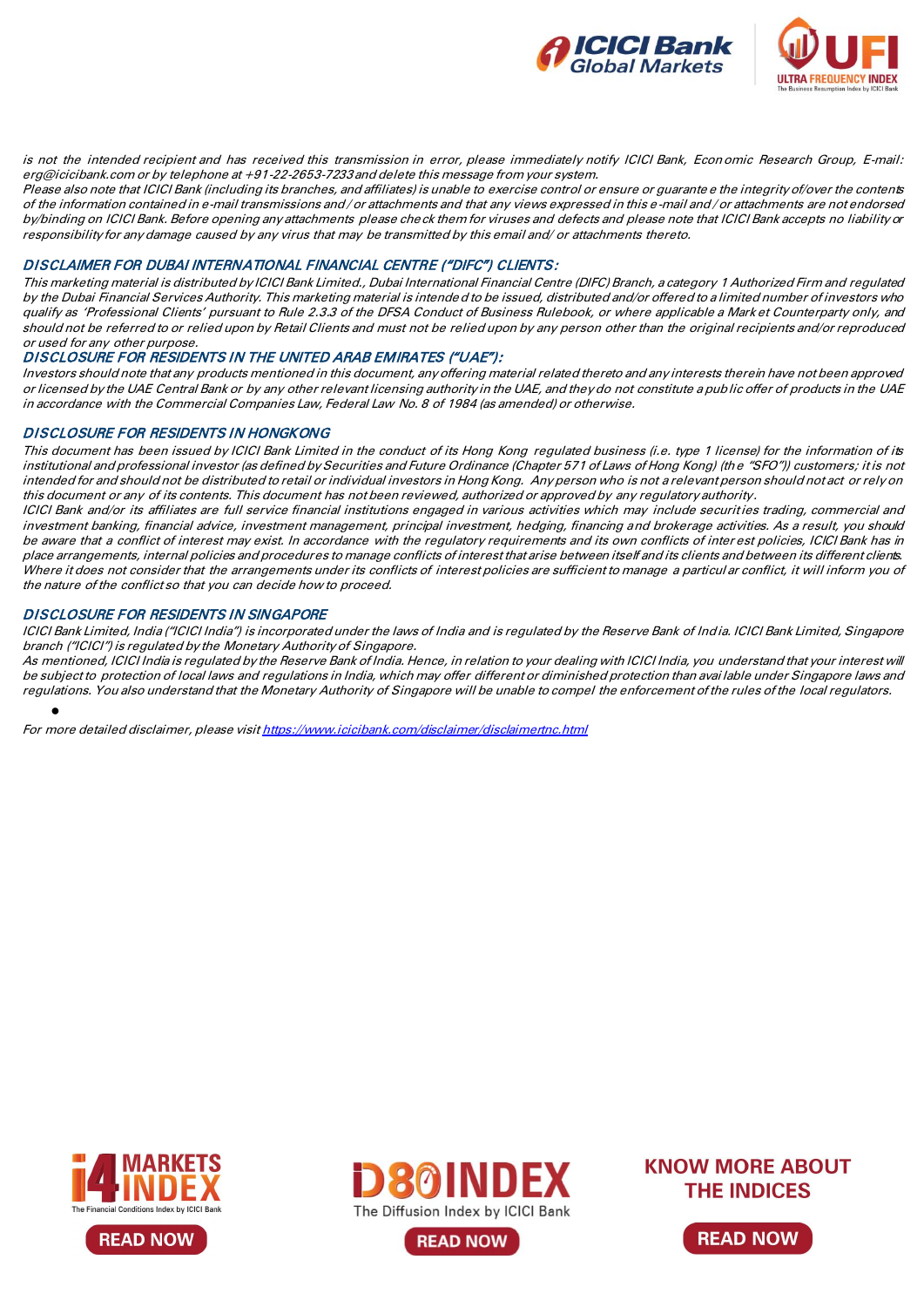*is not the intended recipient and has received this transmission in error, please immediately notify ICICI Bank, Economic Research Group, E-mail: erg@icicibank.com or by telephone at +91-22-2653-7233 and delete this message from your system.*

*Please also note that ICICI Bank (including its branches, and affiliates) is unable to exercise control or ensure or guarantee the integrity of/over the contents of the information contained in e-mail transmissions and / or attachments and that any views expressed in this e-mail and / or attachments are not endorsed by/binding on ICICI Bank. Before opening any attachments please check them for viruses and defects and please note that ICICI Bank accepts no liability or responsibility for any damage caused by any virus that may be transmitted by this email and/ or attachments thereto.*

### *DISCLAIMER FOR DUBAI INTERNATIONAL FINANCIAL CENTRE ("DIFC") CLIENTS:*

*This marketing material is distributed by ICICI Bank Limited., Dubai International Financial Centre (DIFC) Branch, a category 1 Authorized Firm and regulated by the Dubai Financial Services Authority. This marketing material is intended to be issued, distributed and/or offered to a limited number of investors who qualify as 'Professional Clients' pursuant to Rule 2.3.3 of the DFSA Conduct of Business Rulebook, or where applicable a Market Counterparty only, and should not be referred to or relied upon by Retail Clients and must not be relied upon by any person other than the original recipients and/or reproduced or used for any other purpose.*

### *DISCLOSURE FOR RESIDENTS IN THE UNITED ARAB EMIRATES ("UAE"):*

*Investors should note that any products mentioned in this document, any offering material related thereto and any interests therein have not been approved or licensed by the UAE Central Bank or by any other relevant licensing authority in the UAE, and they do not constitute a public offer of products in the UAE in accordance with the Commercial Companies Law, Federal Law No. 8 of 1984 (as amended) or otherwise.*

### *DISCLOSURE FOR RESIDENTS IN HONGKONG*

*This document has been issued by ICICI Bank Limited in the conduct of its Hong Kong regulated business (i.e. type 1 license) for the information of its institutional and professional investor (as defined by Securities and Future Ordinance (Chapter 571 of Laws of Hong Kong) (the "SFO")) customers; it is not intended for and should not be distributed to retail or individual investors in Hong Kong. Any person who is not a relevant person should not act or rely on this document or any of its contents. This document has not been reviewed, authorized or approved by any regulatory authority.*

*ICICI Bank and/or its affiliates are full service financial institutions engaged in various activities which may include securities trading, commercial and investment banking, financial advice, investment management, principal investment, hedging, financing and brokerage activities. As a result, you should be aware that a conflict of interest may exist. In accordance with the regulatory requirements and its own conflicts of interest policies, ICICI Bank has in place arrangements, internal policies and procedures to manage conflicts of interest that arise between itself and its clients and between its different clients. Where it does not consider that the arrangements under its conflicts of interest policies are sufficient to manage a particular conflict, it will inform you of the nature of the conflict so that you can decide how to proceed.*

### *DISCLOSURE FOR RESIDENTS IN SINGAPORE*

*ICICI Bank Limited, India ("ICICI India") is incorporated under the laws of India and is regulated by the Reserve Bank of India. ICICI Bank Limited, Singapore branch ("ICICI") is regulated by the Monetary Authority of Singapore.*

*As mentioned, ICICI India is regulated by the Reserve Bank of India. Hence, in relation to your dealing with ICICI India, you understand that your interest will be subject to protection of local laws and regulations in India, which may offer different or diminished protection than available under Singapore laws and regulations. You also understand that the Monetary Authority of Singapore will be unable to compel the enforcement of the rules of the local regulators.*

*For more detailed disclaimer, please visit https://www.icicibank.com/disclaimer/disclaimertnc.html*

i4 MARKETS INDEX
The Financial Conditions Index by ICICI Bank
READ NOW

D80 INDEX
The Diffusion Index by ICICI Bank
READ NOW

KNOW MORE ABOUT THE INDICES
READ NOW